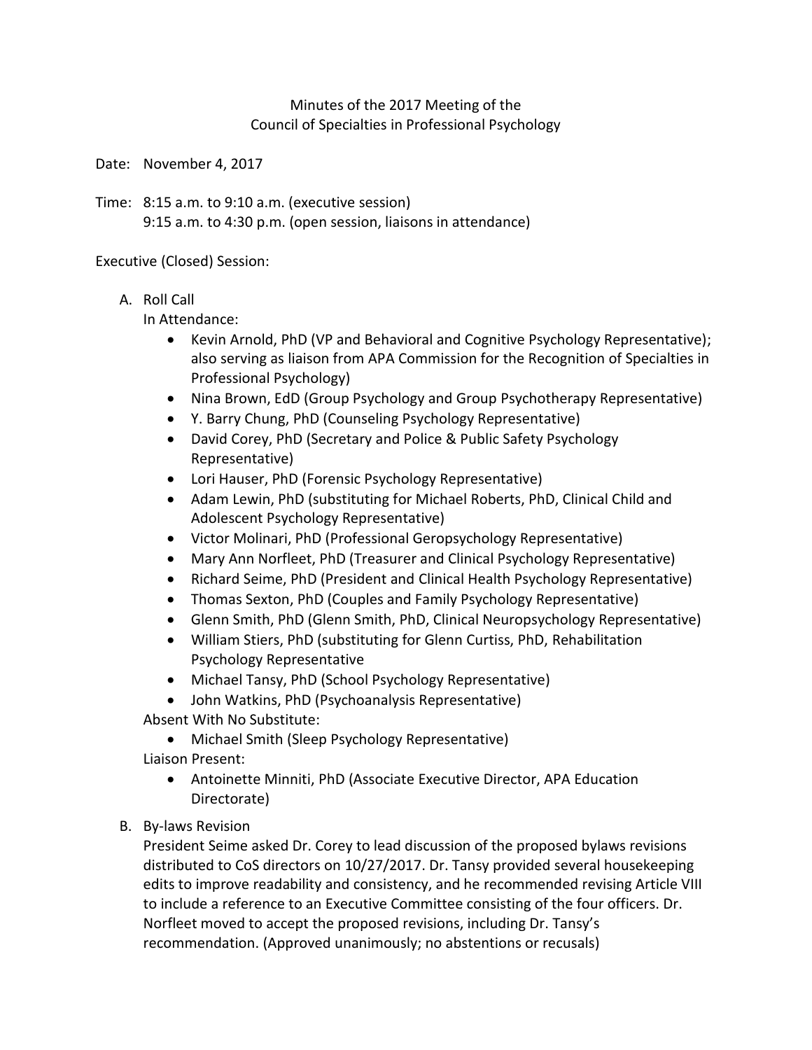Minutes of the 2017 Meeting of the
Council of Specialties in Professional Psychology

Date: November 4, 2017

Time: 8:15 a.m. to 9:10 a.m. (executive session)
9:15 a.m. to 4:30 p.m. (open session, liaisons in attendance)

Executive (Closed) Session:

A. Roll Call
   In Attendance:
   - Kevin Arnold, PhD (VP and Behavioral and Cognitive Psychology Representative); also serving as liaison from APA Commission for the Recognition of Specialties in Professional Psychology)
   - Nina Brown, EdD (Group Psychology and Group Psychotherapy Representative)
   - Y. Barry Chung, PhD (Counseling Psychology Representative)
   - David Corey, PhD (Secretary and Police & Public Safety Psychology Representative)
   - Lori Hauser, PhD (Forensic Psychology Representative)
   - Adam Lewin, PhD (substituting for Michael Roberts, PhD, Clinical Child and Adolescent Psychology Representative)
   - Victor Molinari, PhD (Professional Geropsychology Representative)
   - Mary Ann Norfleet, PhD (Treasurer and Clinical Psychology Representative)
   - Richard Seime, PhD (President and Clinical Health Psychology Representative)
   - Thomas Sexton, PhD (Couples and Family Psychology Representative)
   - Glenn Smith, PhD (Glenn Smith, PhD, Clinical Neuropsychology Representative)
   - William Stiers, PhD (substituting for Glenn Curtiss, PhD, Rehabilitation Psychology Representative
   - Michael Tansy, PhD (School Psychology Representative)
   - John Watkins, PhD (Psychoanalysis Representative)

   Absent With No Substitute:
   - Michael Smith (Sleep Psychology Representative)

   Liaison Present:
   - Antoinette Minniti, PhD (Associate Executive Director, APA Education Directorate)

B. By-laws Revision
   President Seime asked Dr. Corey to lead discussion of the proposed bylaws revisions distributed to CoS directors on 10/27/2017. Dr. Tansy provided several housekeeping edits to improve readability and consistency, and he recommended revising Article VIII to include a reference to an Executive Committee consisting of the four officers. Dr. Norfleet moved to accept the proposed revisions, including Dr. Tansy's recommendation. (Approved unanimously; no abstentions or recusals)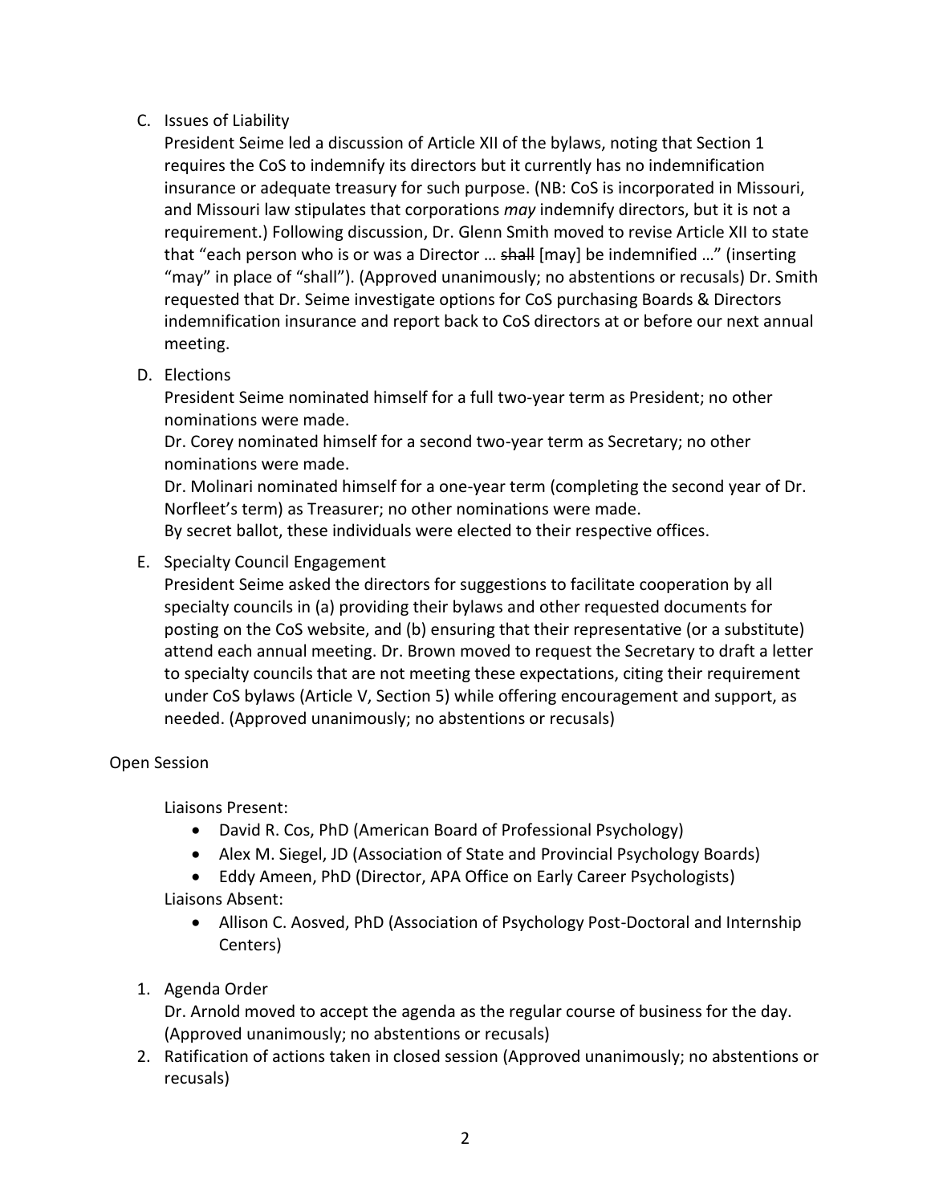C. Issues of Liability

President Seime led a discussion of Article XII of the bylaws, noting that Section 1 requires the CoS to indemnify its directors but it currently has no indemnification insurance or adequate treasury for such purpose. (NB: CoS is incorporated in Missouri, and Missouri law stipulates that corporations *may* indemnify directors, but it is not a requirement.) Following discussion, Dr. Glenn Smith moved to revise Article XII to state that "each person who is or was a Director … ~~shall~~ [may] be indemnified …" (inserting "may" in place of "shall"). (Approved unanimously; no abstentions or recusals) Dr. Smith requested that Dr. Seime investigate options for CoS purchasing Boards & Directors indemnification insurance and report back to CoS directors at or before our next annual meeting.

D. Elections

President Seime nominated himself for a full two-year term as President; no other nominations were made.

Dr. Corey nominated himself for a second two-year term as Secretary; no other nominations were made.

Dr. Molinari nominated himself for a one-year term (completing the second year of Dr. Norfleet's term) as Treasurer; no other nominations were made.

By secret ballot, these individuals were elected to their respective offices.

E. Specialty Council Engagement

President Seime asked the directors for suggestions to facilitate cooperation by all specialty councils in (a) providing their bylaws and other requested documents for posting on the CoS website, and (b) ensuring that their representative (or a substitute) attend each annual meeting. Dr. Brown moved to request the Secretary to draft a letter to specialty councils that are not meeting these expectations, citing their requirement under CoS bylaws (Article V, Section 5) while offering encouragement and support, as needed. (Approved unanimously; no abstentions or recusals)

Open Session

Liaisons Present:

- David R. Cos, PhD (American Board of Professional Psychology)
- Alex M. Siegel, JD (Association of State and Provincial Psychology Boards)
- Eddy Ameen, PhD (Director, APA Office on Early Career Psychologists)

Liaisons Absent:

- Allison C. Aosved, PhD (Association of Psychology Post-Doctoral and Internship Centers)

1. Agenda Order

   Dr. Arnold moved to accept the agenda as the regular course of business for the day. (Approved unanimously; no abstentions or recusals)

2. Ratification of actions taken in closed session (Approved unanimously; no abstentions or recusals)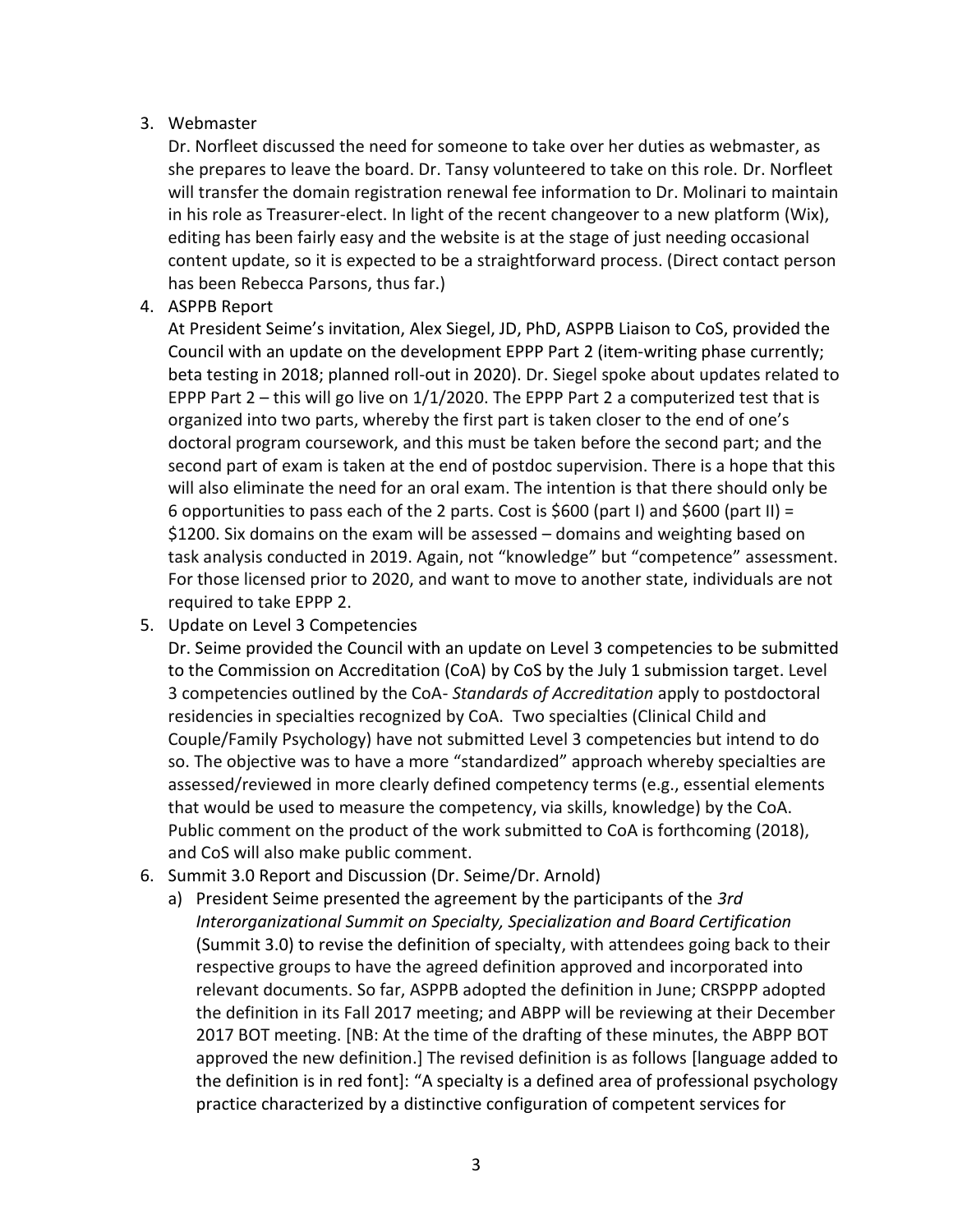3. Webmaster

   Dr. Norfleet discussed the need for someone to take over her duties as webmaster, as she prepares to leave the board. Dr. Tansy volunteered to take on this role. Dr. Norfleet will transfer the domain registration renewal fee information to Dr. Molinari to maintain in his role as Treasurer-elect. In light of the recent changeover to a new platform (Wix), editing has been fairly easy and the website is at the stage of just needing occasional content update, so it is expected to be a straightforward process. (Direct contact person has been Rebecca Parsons, thus far.)

4. ASPPB Report

   At President Seime's invitation, Alex Siegel, JD, PhD, ASPPB Liaison to CoS, provided the Council with an update on the development EPPP Part 2 (item-writing phase currently; beta testing in 2018; planned roll-out in 2020). Dr. Siegel spoke about updates related to EPPP Part 2 – this will go live on 1/1/2020. The EPPP Part 2 a computerized test that is organized into two parts, whereby the first part is taken closer to the end of one's doctoral program coursework, and this must be taken before the second part; and the second part of exam is taken at the end of postdoc supervision. There is a hope that this will also eliminate the need for an oral exam. The intention is that there should only be 6 opportunities to pass each of the 2 parts. Cost is $600 (part I) and $600 (part II) = $1200. Six domains on the exam will be assessed – domains and weighting based on task analysis conducted in 2019. Again, not "knowledge" but "competence" assessment. For those licensed prior to 2020, and want to move to another state, individuals are not required to take EPPP 2.

5. Update on Level 3 Competencies

   Dr. Seime provided the Council with an update on Level 3 competencies to be submitted to the Commission on Accreditation (CoA) by CoS by the July 1 submission target. Level 3 competencies outlined by the CoA- *Standards of Accreditation* apply to postdoctoral residencies in specialties recognized by CoA. Two specialties (Clinical Child and Couple/Family Psychology) have not submitted Level 3 competencies but intend to do so. The objective was to have a more "standardized" approach whereby specialties are assessed/reviewed in more clearly defined competency terms (e.g., essential elements that would be used to measure the competency, via skills, knowledge) by the CoA. Public comment on the product of the work submitted to CoA is forthcoming (2018), and CoS will also make public comment.

6. Summit 3.0 Report and Discussion (Dr. Seime/Dr. Arnold)

   a) President Seime presented the agreement by the participants of the *3rd Interorganizational Summit on Specialty, Specialization and Board Certification* (Summit 3.0) to revise the definition of specialty, with attendees going back to their respective groups to have the agreed definition approved and incorporated into relevant documents. So far, ASPPB adopted the definition in June; CRSPPP adopted the definition in its Fall 2017 meeting; and ABPP will be reviewing at their December 2017 BOT meeting. [NB: At the time of the drafting of these minutes, the ABPP BOT approved the new definition.] The revised definition is as follows [language added to the definition is in red font]: "A specialty is a defined area of professional psychology practice characterized by a distinctive configuration of competent services for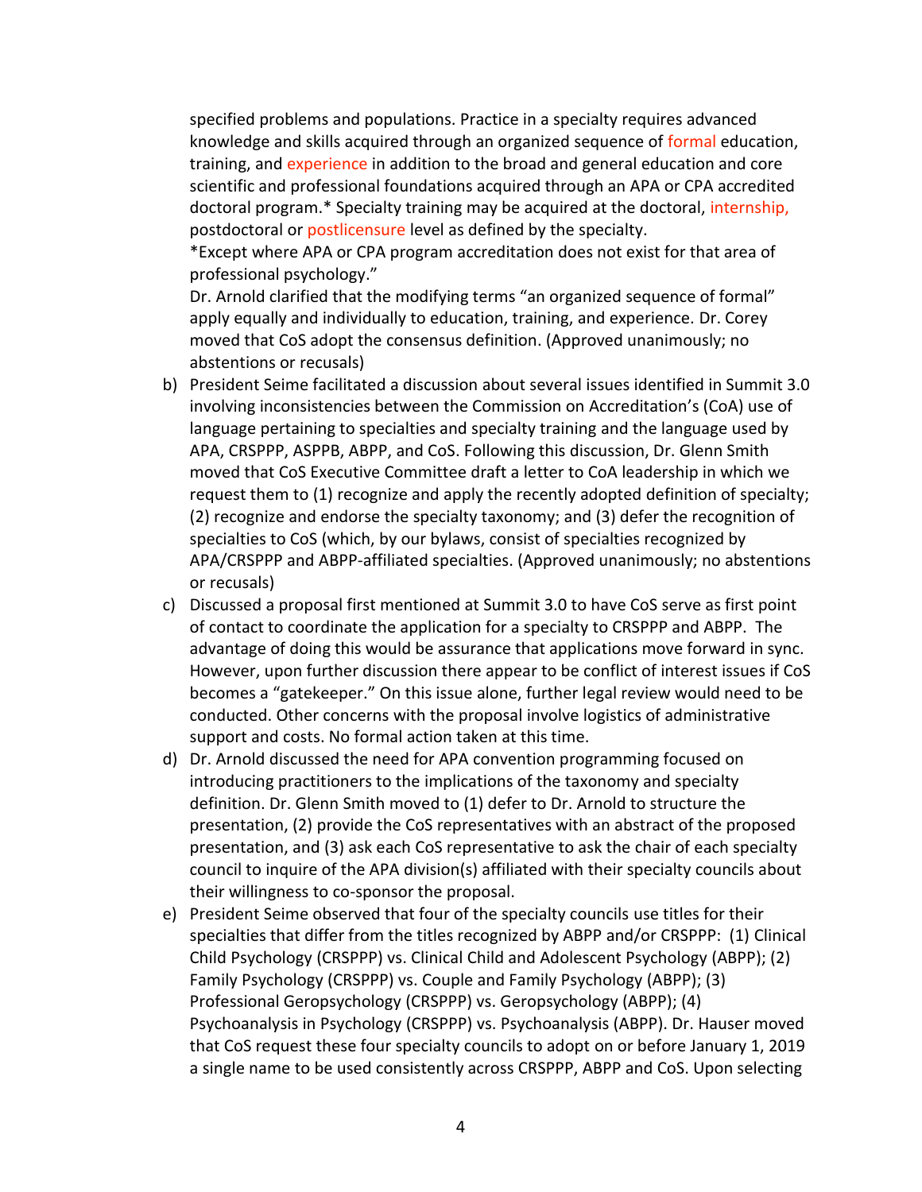specified problems and populations. Practice in a specialty requires advanced knowledge and skills acquired through an organized sequence of formal education, training, and experience in addition to the broad and general education and core scientific and professional foundations acquired through an APA or CPA accredited doctoral program.* Specialty training may be acquired at the doctoral, internship, postdoctoral or postlicensure level as defined by the specialty.

*Except where APA or CPA program accreditation does not exist for that area of professional psychology."

Dr. Arnold clarified that the modifying terms "an organized sequence of formal" apply equally and individually to education, training, and experience. Dr. Corey moved that CoS adopt the consensus definition. (Approved unanimously; no abstentions or recusals)

b) President Seime facilitated a discussion about several issues identified in Summit 3.0 involving inconsistencies between the Commission on Accreditation's (CoA) use of language pertaining to specialties and specialty training and the language used by APA, CRSPPP, ASPPB, ABPP, and CoS. Following this discussion, Dr. Glenn Smith moved that CoS Executive Committee draft a letter to CoA leadership in which we request them to (1) recognize and apply the recently adopted definition of specialty; (2) recognize and endorse the specialty taxonomy; and (3) defer the recognition of specialties to CoS (which, by our bylaws, consist of specialties recognized by APA/CRSPPP and ABPP-affiliated specialties. (Approved unanimously; no abstentions or recusals)

c) Discussed a proposal first mentioned at Summit 3.0 to have CoS serve as first point of contact to coordinate the application for a specialty to CRSPPP and ABPP. The advantage of doing this would be assurance that applications move forward in sync. However, upon further discussion there appear to be conflict of interest issues if CoS becomes a "gatekeeper." On this issue alone, further legal review would need to be conducted. Other concerns with the proposal involve logistics of administrative support and costs. No formal action taken at this time.

d) Dr. Arnold discussed the need for APA convention programming focused on introducing practitioners to the implications of the taxonomy and specialty definition. Dr. Glenn Smith moved to (1) defer to Dr. Arnold to structure the presentation, (2) provide the CoS representatives with an abstract of the proposed presentation, and (3) ask each CoS representative to ask the chair of each specialty council to inquire of the APA division(s) affiliated with their specialty councils about their willingness to co-sponsor the proposal.

e) President Seime observed that four of the specialty councils use titles for their specialties that differ from the titles recognized by ABPP and/or CRSPPP: (1) Clinical Child Psychology (CRSPPP) vs. Clinical Child and Adolescent Psychology (ABPP); (2) Family Psychology (CRSPPP) vs. Couple and Family Psychology (ABPP); (3) Professional Geropsychology (CRSPPP) vs. Geropsychology (ABPP); (4) Psychoanalysis in Psychology (CRSPPP) vs. Psychoanalysis (ABPP). Dr. Hauser moved that CoS request these four specialty councils to adopt on or before January 1, 2019 a single name to be used consistently across CRSPPP, ABPP and CoS. Upon selecting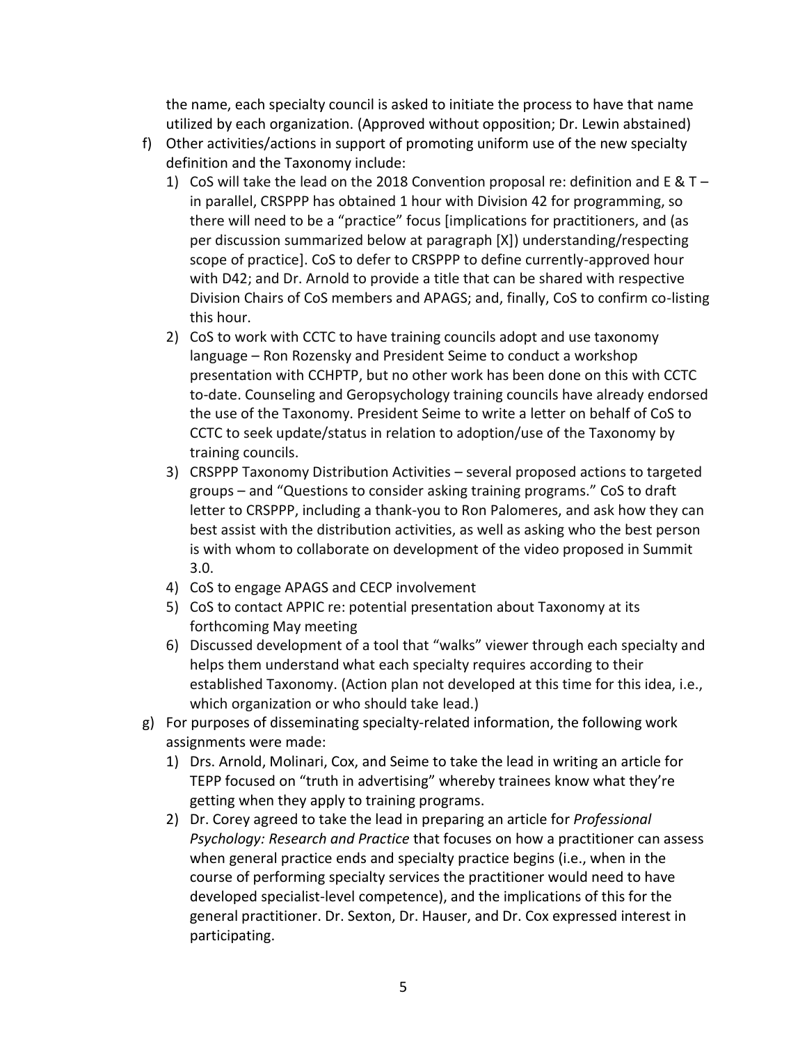the name, each specialty council is asked to initiate the process to have that name utilized by each organization. (Approved without opposition; Dr. Lewin abstained)

f) Other activities/actions in support of promoting uniform use of the new specialty definition and the Taxonomy include:
   1) CoS will take the lead on the 2018 Convention proposal re: definition and E & T – in parallel, CRSPPP has obtained 1 hour with Division 42 for programming, so there will need to be a "practice" focus [implications for practitioners, and (as per discussion summarized below at paragraph [X]) understanding/respecting scope of practice]. CoS to defer to CRSPPP to define currently-approved hour with D42; and Dr. Arnold to provide a title that can be shared with respective Division Chairs of CoS members and APAGS; and, finally, CoS to confirm co-listing this hour.
   2) CoS to work with CCTC to have training councils adopt and use taxonomy language – Ron Rozensky and President Seime to conduct a workshop presentation with CCHPTP, but no other work has been done on this with CCTC to-date. Counseling and Geropsychology training councils have already endorsed the use of the Taxonomy. President Seime to write a letter on behalf of CoS to CCTC to seek update/status in relation to adoption/use of the Taxonomy by training councils.
   3) CRSPPP Taxonomy Distribution Activities – several proposed actions to targeted groups – and "Questions to consider asking training programs." CoS to draft letter to CRSPPP, including a thank-you to Ron Palomeres, and ask how they can best assist with the distribution activities, as well as asking who the best person is with whom to collaborate on development of the video proposed in Summit 3.0.
   4) CoS to engage APAGS and CECP involvement
   5) CoS to contact APPIC re: potential presentation about Taxonomy at its forthcoming May meeting
   6) Discussed development of a tool that "walks" viewer through each specialty and helps them understand what each specialty requires according to their established Taxonomy. (Action plan not developed at this time for this idea, i.e., which organization or who should take lead.)

g) For purposes of disseminating specialty-related information, the following work assignments were made:
   1) Drs. Arnold, Molinari, Cox, and Seime to take the lead in writing an article for TEPP focused on "truth in advertising" whereby trainees know what they're getting when they apply to training programs.
   2) Dr. Corey agreed to take the lead in preparing an article for *Professional Psychology: Research and Practice* that focuses on how a practitioner can assess when general practice ends and specialty practice begins (i.e., when in the course of performing specialty services the practitioner would need to have developed specialist-level competence), and the implications of this for the general practitioner. Dr. Sexton, Dr. Hauser, and Dr. Cox expressed interest in participating.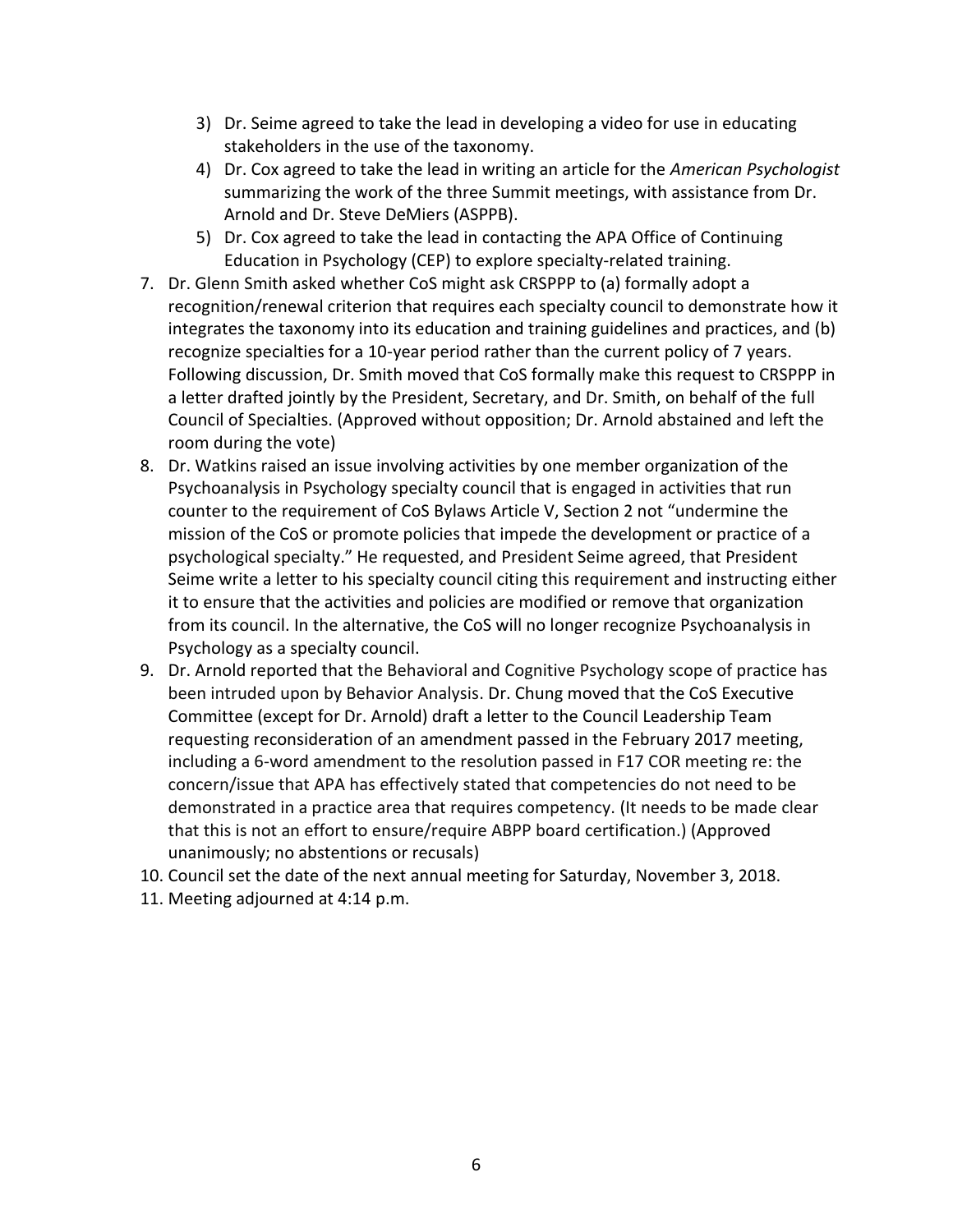3) Dr. Seime agreed to take the lead in developing a video for use in educating stakeholders in the use of the taxonomy.
4) Dr. Cox agreed to take the lead in writing an article for the *American Psychologist* summarizing the work of the three Summit meetings, with assistance from Dr. Arnold and Dr. Steve DeMiers (ASPPB).
5) Dr. Cox agreed to take the lead in contacting the APA Office of Continuing Education in Psychology (CEP) to explore specialty-related training.

7. Dr. Glenn Smith asked whether CoS might ask CRSPPP to (a) formally adopt a recognition/renewal criterion that requires each specialty council to demonstrate how it integrates the taxonomy into its education and training guidelines and practices, and (b) recognize specialties for a 10-year period rather than the current policy of 7 years. Following discussion, Dr. Smith moved that CoS formally make this request to CRSPPP in a letter drafted jointly by the President, Secretary, and Dr. Smith, on behalf of the full Council of Specialties. (Approved without opposition; Dr. Arnold abstained and left the room during the vote)
8. Dr. Watkins raised an issue involving activities by one member organization of the Psychoanalysis in Psychology specialty council that is engaged in activities that run counter to the requirement of CoS Bylaws Article V, Section 2 not "undermine the mission of the CoS or promote policies that impede the development or practice of a psychological specialty." He requested, and President Seime agreed, that President Seime write a letter to his specialty council citing this requirement and instructing either it to ensure that the activities and policies are modified or remove that organization from its council. In the alternative, the CoS will no longer recognize Psychoanalysis in Psychology as a specialty council.
9. Dr. Arnold reported that the Behavioral and Cognitive Psychology scope of practice has been intruded upon by Behavior Analysis. Dr. Chung moved that the CoS Executive Committee (except for Dr. Arnold) draft a letter to the Council Leadership Team requesting reconsideration of an amendment passed in the February 2017 meeting, including a 6-word amendment to the resolution passed in F17 COR meeting re: the concern/issue that APA has effectively stated that competencies do not need to be demonstrated in a practice area that requires competency. (It needs to be made clear that this is not an effort to ensure/require ABPP board certification.) (Approved unanimously; no abstentions or recusals)
10. Council set the date of the next annual meeting for Saturday, November 3, 2018.
11. Meeting adjourned at 4:14 p.m.